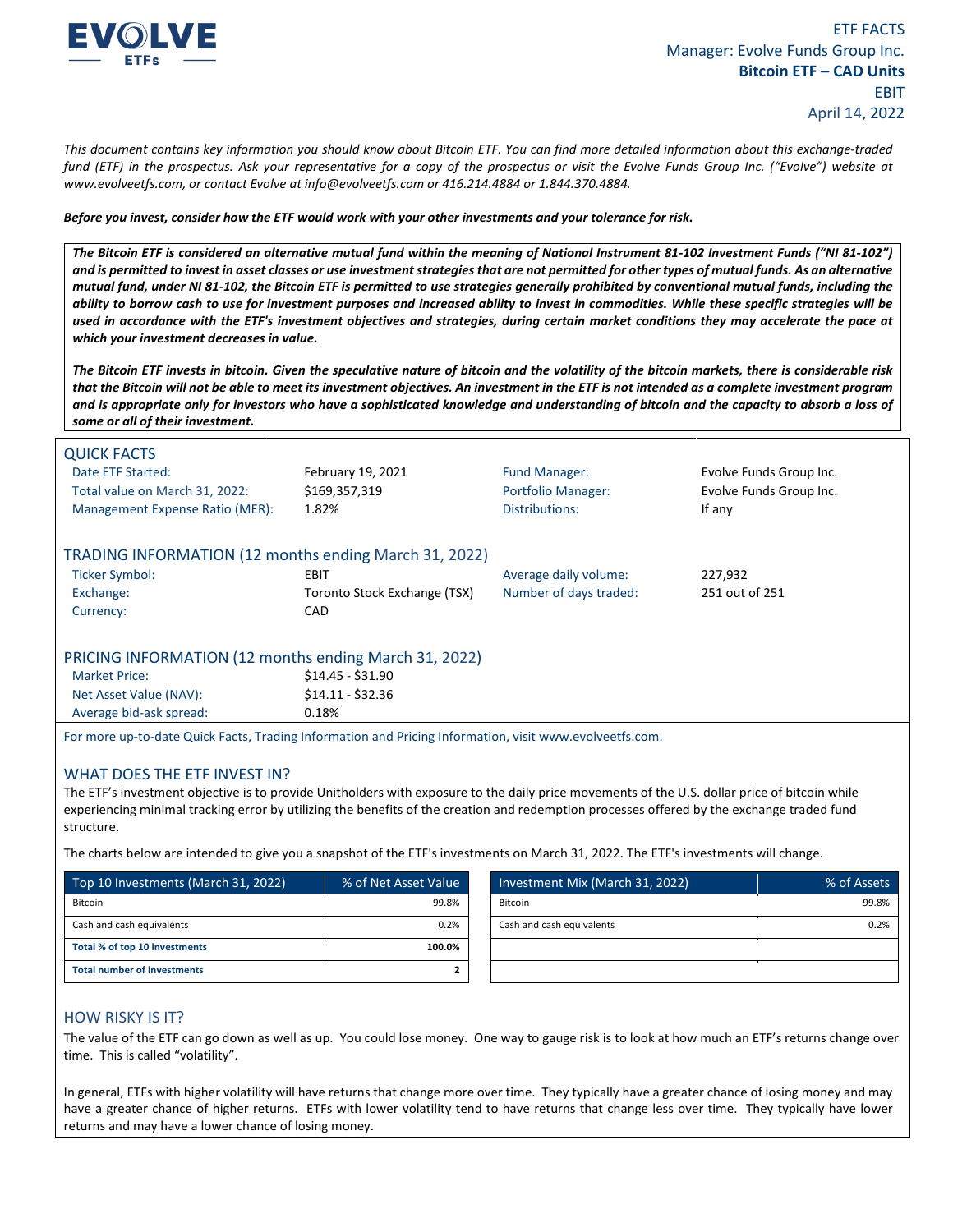EVOLVE ETFs

ETF FACTS
Manager: Evolve Funds Group Inc.
**Bitcoin ETF – CAD Units**
EBIT
April 14, 2022

*This document contains key information you should know about Bitcoin ETF. You can find more detailed information about this exchange-traded fund (ETF) in the prospectus. Ask your representative for a copy of the prospectus or visit the Evolve Funds Group Inc. ("Evolve") website at www.evolveetfs.com, or contact Evolve at info@evolveetfs.com or 416.214.4884 or 1.844.370.4884.*

***Before you invest, consider how the ETF would work with your other investments and your tolerance for risk.***

***The Bitcoin ETF is considered an alternative mutual fund within the meaning of National Instrument 81-102 Investment Funds ("NI 81-102") and is permitted to invest in asset classes or use investment strategies that are not permitted for other types of mutual funds. As an alternative mutual fund, under NI 81-102, the Bitcoin ETF is permitted to use strategies generally prohibited by conventional mutual funds, including the ability to borrow cash to use for investment purposes and increased ability to invest in commodities. While these specific strategies will be used in accordance with the ETF's investment objectives and strategies, during certain market conditions they may accelerate the pace at which your investment decreases in value.***

***The Bitcoin ETF invests in bitcoin. Given the speculative nature of bitcoin and the volatility of the bitcoin markets, there is considerable risk that the Bitcoin will not be able to meet its investment objectives. An investment in the ETF is not intended as a complete investment program and is appropriate only for investors who have a sophisticated knowledge and understanding of bitcoin and the capacity to absorb a loss of some or all of their investment.***

## QUICK FACTS

| | | | |
|---|---|---|---|
| Date ETF Started: | February 19, 2021 | Fund Manager: | Evolve Funds Group Inc. |
| Total value on March 31, 2022: | $169,357,319 | Portfolio Manager: | Evolve Funds Group Inc. |
| Management Expense Ratio (MER): | 1.82% | Distributions: | If any |

## TRADING INFORMATION (12 months ending March 31, 2022)

| | | | |
|---|---|---|---|
| Ticker Symbol: | EBIT | Average daily volume: | 227,932 |
| Exchange: | Toronto Stock Exchange (TSX) | Number of days traded: | 251 out of 251 |
| Currency: | CAD | | |

## PRICING INFORMATION (12 months ending March 31, 2022)

| | |
|---|---|
| Market Price: | $14.45 - $31.90 |
| Net Asset Value (NAV): | $14.11 - $32.36 |
| Average bid-ask spread: | 0.18% |

For more up-to-date Quick Facts, Trading Information and Pricing Information, visit www.evolveetfs.com.

## WHAT DOES THE ETF INVEST IN?

The ETF's investment objective is to provide Unitholders with exposure to the daily price movements of the U.S. dollar price of bitcoin while experiencing minimal tracking error by utilizing the benefits of the creation and redemption processes offered by the exchange traded fund structure.

The charts below are intended to give you a snapshot of the ETF's investments on March 31, 2022. The ETF's investments will change.

| Top 10 Investments (March 31, 2022) | % of Net Asset Value |
|---|---|
| Bitcoin | 99.8% |
| Cash and cash equivalents | 0.2% |
| **Total % of top 10 investments** | **100.0%** |
| **Total number of investments** | **2** |

| Investment Mix (March 31, 2022) | % of Assets |
|---|---|
| Bitcoin | 99.8% |
| Cash and cash equivalents | 0.2% |

## HOW RISKY IS IT?

The value of the ETF can go down as well as up. You could lose money. One way to gauge risk is to look at how much an ETF's returns change over time. This is called "volatility".

In general, ETFs with higher volatility will have returns that change more over time. They typically have a greater chance of losing money and may have a greater chance of higher returns. ETFs with lower volatility tend to have returns that change less over time. They typically have lower returns and may have a lower chance of losing money.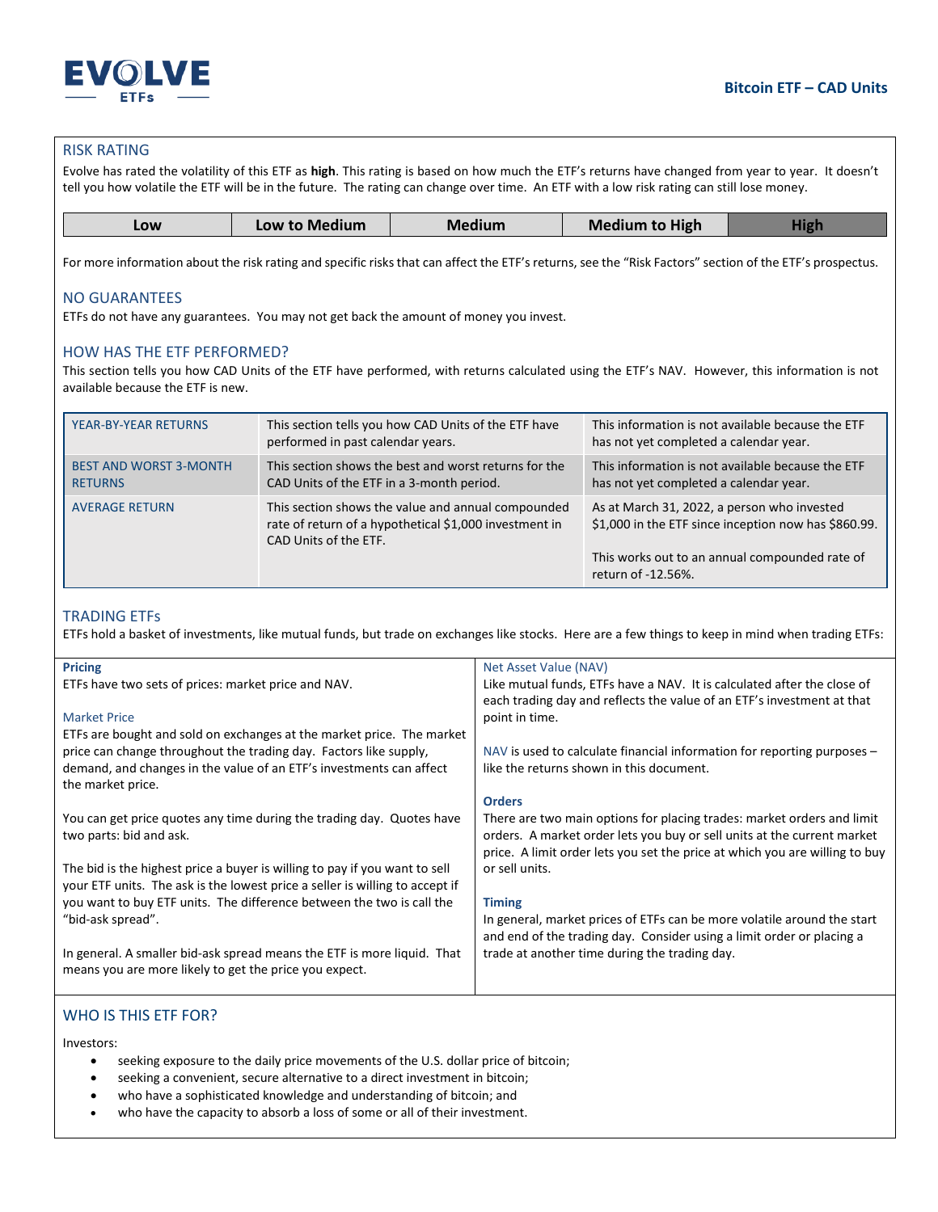## RISK RATING

Evolve has rated the volatility of this ETF as **high**. This rating is based on how much the ETF's returns have changed from year to year. It doesn't tell you how volatile the ETF will be in the future. The rating can change over time. An ETF with a low risk rating can still lose money.

| Low | Low to Medium | Medium | Medium to High | High |
|---|---|---|---|---|

For more information about the risk rating and specific risks that can affect the ETF's returns, see the "Risk Factors" section of the ETF's prospectus.

## NO GUARANTEES

ETFs do not have any guarantees. You may not get back the amount of money you invest.

## HOW HAS THE ETF PERFORMED?

This section tells you how CAD Units of the ETF have performed, with returns calculated using the ETF's NAV. However, this information is not available because the ETF is new.

| | | |
|---|---|---|
| YEAR-BY-YEAR RETURNS | This section tells you how CAD Units of the ETF have performed in past calendar years. | This information is not available because the ETF has not yet completed a calendar year. |
| BEST AND WORST 3-MONTH RETURNS | This section shows the best and worst returns for the CAD Units of the ETF in a 3-month period. | This information is not available because the ETF has not yet completed a calendar year. |
| AVERAGE RETURN | This section shows the value and annual compounded rate of return of a hypothetical $1,000 investment in CAD Units of the ETF. | As at March 31, 2022, a person who invested $1,000 in the ETF since inception now has $860.99.<br><br>This works out to an annual compounded rate of return of -12.56%. |

## TRADING ETFs

ETFs hold a basket of investments, like mutual funds, but trade on exchanges like stocks. Here are a few things to keep in mind when trading ETFs:

**Pricing**

ETFs have two sets of prices: market price and NAV.

### Market Price

ETFs are bought and sold on exchanges at the market price. The market price can change throughout the trading day. Factors like supply, demand, and changes in the value of an ETF's investments can affect the market price.

You can get price quotes any time during the trading day. Quotes have two parts: bid and ask.

The bid is the highest price a buyer is willing to pay if you want to sell your ETF units. The ask is the lowest price a seller is willing to accept if you want to buy ETF units. The difference between the two is call the "bid-ask spread".

In general. A smaller bid-ask spread means the ETF is more liquid. That means you are more likely to get the price you expect.

### Net Asset Value (NAV)

Like mutual funds, ETFs have a NAV. It is calculated after the close of each trading day and reflects the value of an ETF's investment at that point in time.

NAV is used to calculate financial information for reporting purposes – like the returns shown in this document.

**Orders**

There are two main options for placing trades: market orders and limit orders. A market order lets you buy or sell units at the current market price. A limit order lets you set the price at which you are willing to buy or sell units.

**Timing**

In general, market prices of ETFs can be more volatile around the start and end of the trading day. Consider using a limit order or placing a trade at another time during the trading day.

## WHO IS THIS ETF FOR?

Investors:

- seeking exposure to the daily price movements of the U.S. dollar price of bitcoin;
- seeking a convenient, secure alternative to a direct investment in bitcoin;
- who have a sophisticated knowledge and understanding of bitcoin; and
- who have the capacity to absorb a loss of some or all of their investment.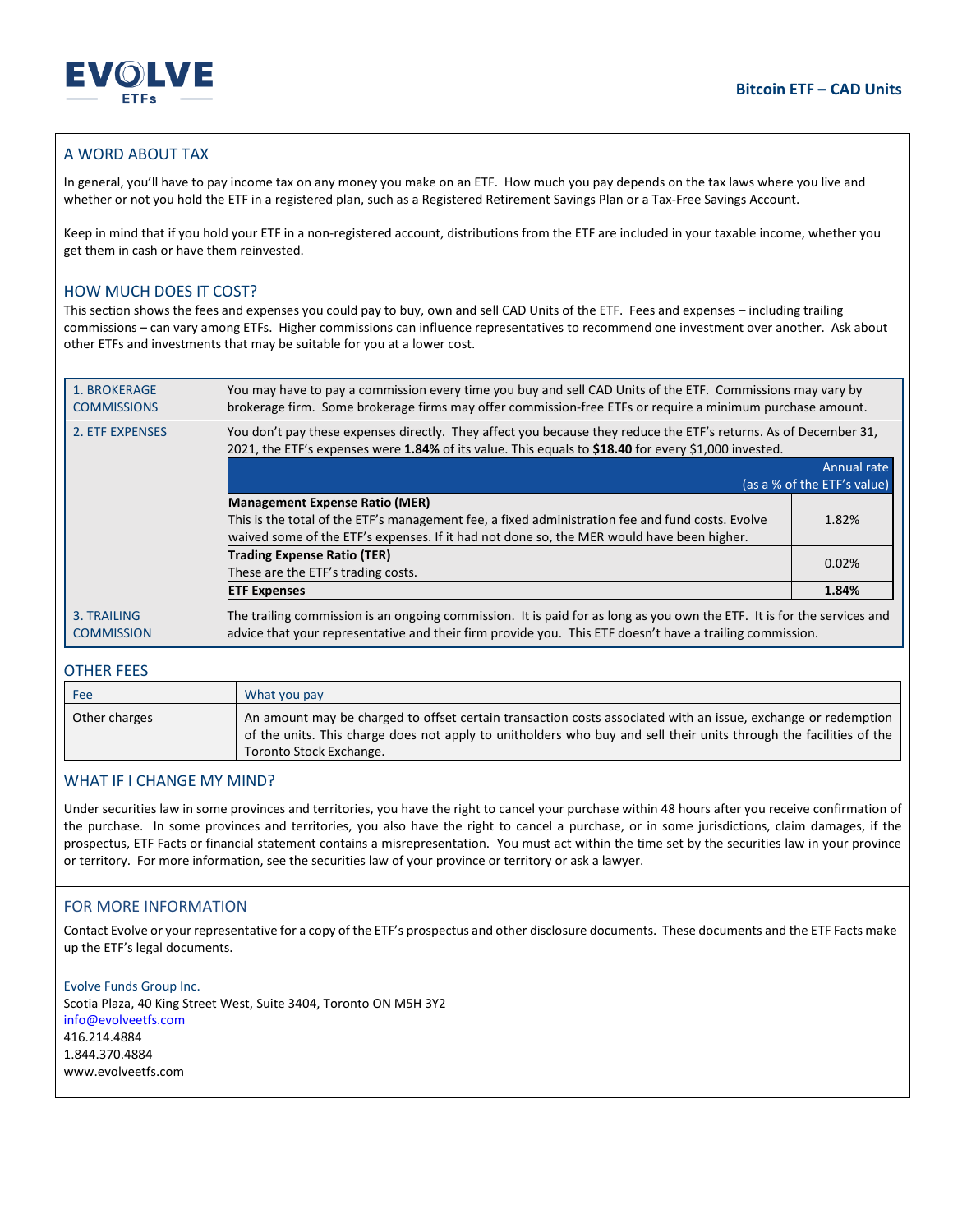## A WORD ABOUT TAX

In general, you'll have to pay income tax on any money you make on an ETF. How much you pay depends on the tax laws where you live and whether or not you hold the ETF in a registered plan, such as a Registered Retirement Savings Plan or a Tax-Free Savings Account.

Keep in mind that if you hold your ETF in a non-registered account, distributions from the ETF are included in your taxable income, whether you get them in cash or have them reinvested.

## HOW MUCH DOES IT COST?

This section shows the fees and expenses you could pay to buy, own and sell CAD Units of the ETF. Fees and expenses – including trailing commissions – can vary among ETFs. Higher commissions can influence representatives to recommend one investment over another. Ask about other ETFs and investments that may be suitable for you at a lower cost.

### 1. BROKERAGE COMMISSIONS

You may have to pay a commission every time you buy and sell CAD Units of the ETF. Commissions may vary by brokerage firm. Some brokerage firms may offer commission-free ETFs or require a minimum purchase amount.

### 2. ETF EXPENSES

You don't pay these expenses directly. They affect you because they reduce the ETF's returns. As of December 31, 2021, the ETF's expenses were **1.84%** of its value. This equals to **$18.40** for every $1,000 invested.

| | Annual rate (as a % of the ETF's value) |
|---|---|
| **Management Expense Ratio (MER)**<br>This is the total of the ETF's management fee, a fixed administration fee and fund costs. Evolve waived some of the ETF's expenses. If it had not done so, the MER would have been higher. | 1.82% |
| **Trading Expense Ratio (TER)**<br>These are the ETF's trading costs. | 0.02% |
| **ETF Expenses** | **1.84%** |

### 3. TRAILING COMMISSION

The trailing commission is an ongoing commission. It is paid for as long as you own the ETF. It is for the services and advice that your representative and their firm provide you. This ETF doesn't have a trailing commission.

## OTHER FEES

| Fee | What you pay |
|---|---|
| Other charges | An amount may be charged to offset certain transaction costs associated with an issue, exchange or redemption of the units. This charge does not apply to unitholders who buy and sell their units through the facilities of the Toronto Stock Exchange. |

## WHAT IF I CHANGE MY MIND?

Under securities law in some provinces and territories, you have the right to cancel your purchase within 48 hours after you receive confirmation of the purchase. In some provinces and territories, you also have the right to cancel a purchase, or in some jurisdictions, claim damages, if the prospectus, ETF Facts or financial statement contains a misrepresentation. You must act within the time set by the securities law in your province or territory. For more information, see the securities law of your province or territory or ask a lawyer.

## FOR MORE INFORMATION

Contact Evolve or your representative for a copy of the ETF's prospectus and other disclosure documents. These documents and the ETF Facts make up the ETF's legal documents.

Evolve Funds Group Inc.
Scotia Plaza, 40 King Street West, Suite 3404, Toronto ON M5H 3Y2
info@evolveetfs.com
416.214.4884
1.844.370.4884
www.evolveetfs.com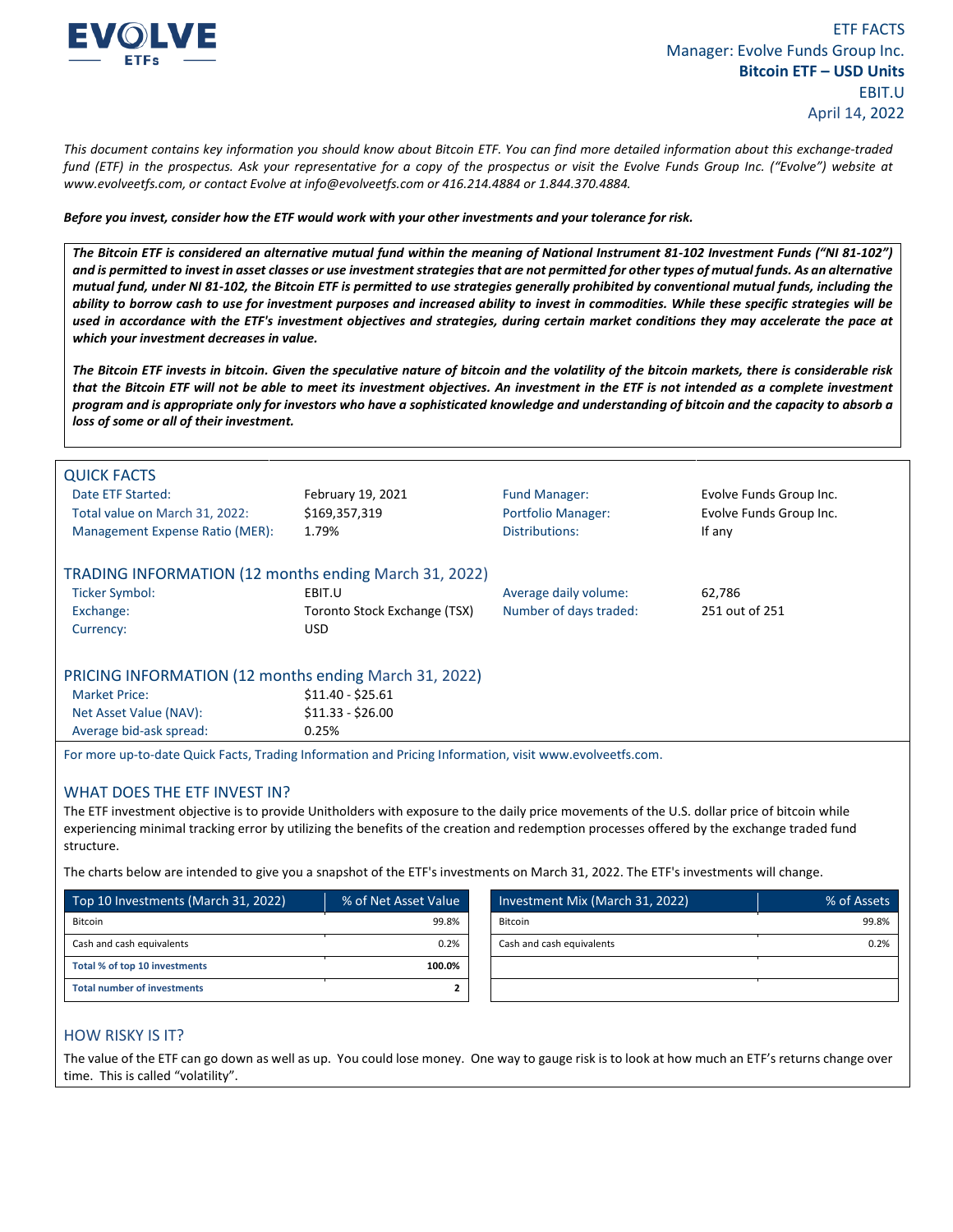**EVOLVE ETFs**

ETF FACTS
Manager: Evolve Funds Group Inc.
**Bitcoin ETF – USD Units**
EBIT.U
April 14, 2022

*This document contains key information you should know about Bitcoin ETF. You can find more detailed information about this exchange-traded fund (ETF) in the prospectus. Ask your representative for a copy of the prospectus or visit the Evolve Funds Group Inc. ("Evolve") website at www.evolveetfs.com, or contact Evolve at info@evolveetfs.com or 416.214.4884 or 1.844.370.4884.*

***Before you invest, consider how the ETF would work with your other investments and your tolerance for risk.***

***The Bitcoin ETF is considered an alternative mutual fund within the meaning of National Instrument 81-102 Investment Funds ("NI 81-102") and is permitted to invest in asset classes or use investment strategies that are not permitted for other types of mutual funds. As an alternative mutual fund, under NI 81-102, the Bitcoin ETF is permitted to use strategies generally prohibited by conventional mutual funds, including the ability to borrow cash to use for investment purposes and increased ability to invest in commodities. While these specific strategies will be used in accordance with the ETF's investment objectives and strategies, during certain market conditions they may accelerate the pace at which your investment decreases in value.***

***The Bitcoin ETF invests in bitcoin. Given the speculative nature of bitcoin and the volatility of the bitcoin markets, there is considerable risk that the Bitcoin ETF will not be able to meet its investment objectives. An investment in the ETF is not intended as a complete investment program and is appropriate only for investors who have a sophisticated knowledge and understanding of bitcoin and the capacity to absorb a loss of some or all of their investment.***

## QUICK FACTS

| | | | |
|---|---|---|---|
| Date ETF Started: | February 19, 2021 | Fund Manager: | Evolve Funds Group Inc. |
| Total value on March 31, 2022: | $169,357,319 | Portfolio Manager: | Evolve Funds Group Inc. |
| Management Expense Ratio (MER): | 1.79% | Distributions: | If any |

## TRADING INFORMATION (12 months ending March 31, 2022)

| | | | |
|---|---|---|---|
| Ticker Symbol: | EBIT.U | Average daily volume: | 62,786 |
| Exchange: | Toronto Stock Exchange (TSX) | Number of days traded: | 251 out of 251 |
| Currency: | USD | | |

## PRICING INFORMATION (12 months ending March 31, 2022)

| | |
|---|---|
| Market Price: | $11.40 - $25.61 |
| Net Asset Value (NAV): | $11.33 - $26.00 |
| Average bid-ask spread: | 0.25% |

For more up-to-date Quick Facts, Trading Information and Pricing Information, visit www.evolveetfs.com.

## WHAT DOES THE ETF INVEST IN?

The ETF investment objective is to provide Unitholders with exposure to the daily price movements of the U.S. dollar price of bitcoin while experiencing minimal tracking error by utilizing the benefits of the creation and redemption processes offered by the exchange traded fund structure.

The charts below are intended to give you a snapshot of the ETF's investments on March 31, 2022. The ETF's investments will change.

| Top 10 Investments (March 31, 2022) | % of Net Asset Value |
|---|---|
| Bitcoin | 99.8% |
| Cash and cash equivalents | 0.2% |
| **Total % of top 10 investments** | **100.0%** |
| **Total number of investments** | **2** |

| Investment Mix (March 31, 2022) | % of Assets |
|---|---|
| Bitcoin | 99.8% |
| Cash and cash equivalents | 0.2% |

## HOW RISKY IS IT?

The value of the ETF can go down as well as up. You could lose money. One way to gauge risk is to look at how much an ETF's returns change over time. This is called "volatility".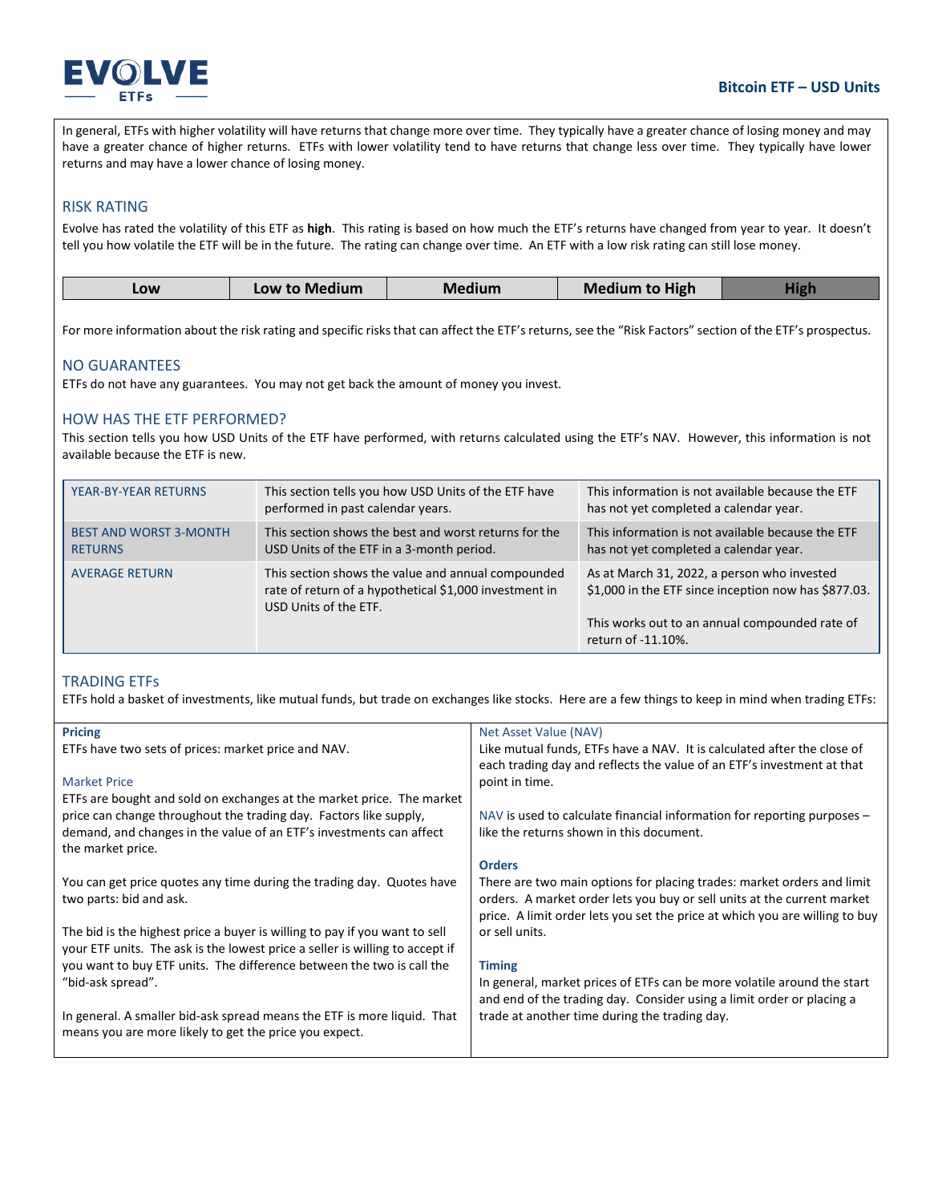In general, ETFs with higher volatility will have returns that change more over time. They typically have a greater chance of losing money and may have a greater chance of higher returns. ETFs with lower volatility tend to have returns that change less over time. They typically have lower returns and may have a lower chance of losing money.

## RISK RATING

Evolve has rated the volatility of this ETF as **high**. This rating is based on how much the ETF's returns have changed from year to year. It doesn't tell you how volatile the ETF will be in the future. The rating can change over time. An ETF with a low risk rating can still lose money.

| Low | Low to Medium | Medium | Medium to High | High |
|---|---|---|---|---|

For more information about the risk rating and specific risks that can affect the ETF's returns, see the "Risk Factors" section of the ETF's prospectus.

## NO GUARANTEES

ETFs do not have any guarantees. You may not get back the amount of money you invest.

## HOW HAS THE ETF PERFORMED?

This section tells you how USD Units of the ETF have performed, with returns calculated using the ETF's NAV. However, this information is not available because the ETF is new.

| | | |
|---|---|---|
| YEAR-BY-YEAR RETURNS | This section tells you how USD Units of the ETF have performed in past calendar years. | This information is not available because the ETF has not yet completed a calendar year. |
| BEST AND WORST 3-MONTH RETURNS | This section shows the best and worst returns for the USD Units of the ETF in a 3-month period. | This information is not available because the ETF has not yet completed a calendar year. |
| AVERAGE RETURN | This section shows the value and annual compounded rate of return of a hypothetical $1,000 investment in USD Units of the ETF. | As at March 31, 2022, a person who invested $1,000 in the ETF since inception now has $877.03.<br><br>This works out to an annual compounded rate of return of -11.10%. |

## TRADING ETFs

ETFs hold a basket of investments, like mutual funds, but trade on exchanges like stocks. Here are a few things to keep in mind when trading ETFs:

**Pricing**

ETFs have two sets of prices: market price and NAV.

Market Price

ETFs are bought and sold on exchanges at the market price. The market price can change throughout the trading day. Factors like supply, demand, and changes in the value of an ETF's investments can affect the market price.

You can get price quotes any time during the trading day. Quotes have two parts: bid and ask.

The bid is the highest price a buyer is willing to pay if you want to sell your ETF units. The ask is the lowest price a seller is willing to accept if you want to buy ETF units. The difference between the two is call the "bid-ask spread".

In general. A smaller bid-ask spread means the ETF is more liquid. That means you are more likely to get the price you expect.

Net Asset Value (NAV)

Like mutual funds, ETFs have a NAV. It is calculated after the close of each trading day and reflects the value of an ETF's investment at that point in time.

NAV is used to calculate financial information for reporting purposes – like the returns shown in this document.

**Orders**

There are two main options for placing trades: market orders and limit orders. A market order lets you buy or sell units at the current market price. A limit order lets you set the price at which you are willing to buy or sell units.

**Timing**

In general, market prices of ETFs can be more volatile around the start and end of the trading day. Consider using a limit order or placing a trade at another time during the trading day.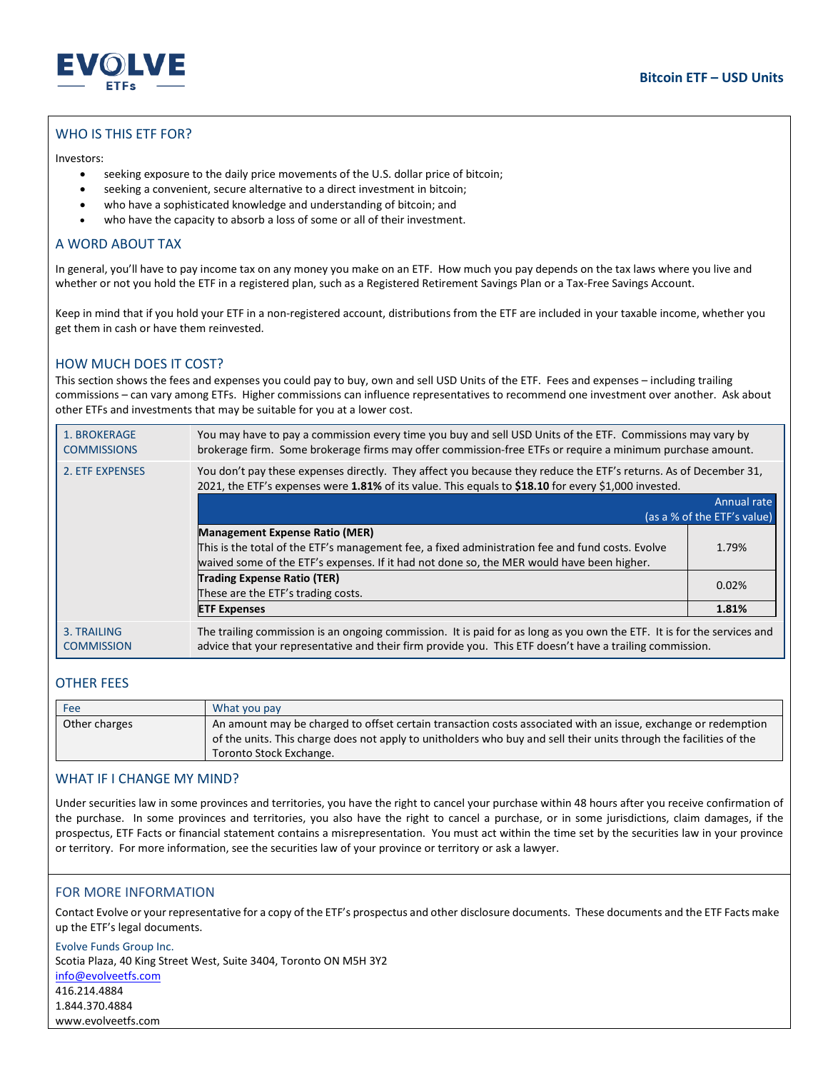# Bitcoin ETF – USD Units

## WHO IS THIS ETF FOR?

Investors:

- seeking exposure to the daily price movements of the U.S. dollar price of bitcoin;
- seeking a convenient, secure alternative to a direct investment in bitcoin;
- who have a sophisticated knowledge and understanding of bitcoin; and
- who have the capacity to absorb a loss of some or all of their investment.

## A WORD ABOUT TAX

In general, you'll have to pay income tax on any money you make on an ETF. How much you pay depends on the tax laws where you live and whether or not you hold the ETF in a registered plan, such as a Registered Retirement Savings Plan or a Tax-Free Savings Account.

Keep in mind that if you hold your ETF in a non-registered account, distributions from the ETF are included in your taxable income, whether you get them in cash or have them reinvested.

## HOW MUCH DOES IT COST?

This section shows the fees and expenses you could pay to buy, own and sell USD Units of the ETF. Fees and expenses – including trailing commissions – can vary among ETFs. Higher commissions can influence representatives to recommend one investment over another. Ask about other ETFs and investments that may be suitable for you at a lower cost.

| | |
|---|---|
| 1. BROKERAGE COMMISSIONS | You may have to pay a commission every time you buy and sell USD Units of the ETF. Commissions may vary by brokerage firm. Some brokerage firms may offer commission-free ETFs or require a minimum purchase amount. |
| 2. ETF EXPENSES | You don't pay these expenses directly. They affect you because they reduce the ETF's returns. As of December 31, 2021, the ETF's expenses were **1.81%** of its value. This equals to **$18.10** for every $1,000 invested. |
| 3. TRAILING COMMISSION | The trailing commission is an ongoing commission. It is paid for as long as you own the ETF. It is for the services and advice that your representative and their firm provide you. This ETF doesn't have a trailing commission. |

| | Annual rate (as a % of the ETF's value) |
|---|---|
| **Management Expense Ratio (MER)**<br>This is the total of the ETF's management fee, a fixed administration fee and fund costs. Evolve waived some of the ETF's expenses. If it had not done so, the MER would have been higher. | 1.79% |
| **Trading Expense Ratio (TER)**<br>These are the ETF's trading costs. | 0.02% |
| **ETF Expenses** | **1.81%** |

## OTHER FEES

| Fee | What you pay |
|---|---|
| Other charges | An amount may be charged to offset certain transaction costs associated with an issue, exchange or redemption of the units. This charge does not apply to unitholders who buy and sell their units through the facilities of the Toronto Stock Exchange. |

## WHAT IF I CHANGE MY MIND?

Under securities law in some provinces and territories, you have the right to cancel your purchase within 48 hours after you receive confirmation of the purchase. In some provinces and territories, you also have the right to cancel a purchase, or in some jurisdictions, claim damages, if the prospectus, ETF Facts or financial statement contains a misrepresentation. You must act within the time set by the securities law in your province or territory. For more information, see the securities law of your province or territory or ask a lawyer.

## FOR MORE INFORMATION

Contact Evolve or your representative for a copy of the ETF's prospectus and other disclosure documents. These documents and the ETF Facts make up the ETF's legal documents.

Evolve Funds Group Inc.
Scotia Plaza, 40 King Street West, Suite 3404, Toronto ON M5H 3Y2
info@evolveetfs.com
416.214.4884
1.844.370.4884
www.evolveetfs.com